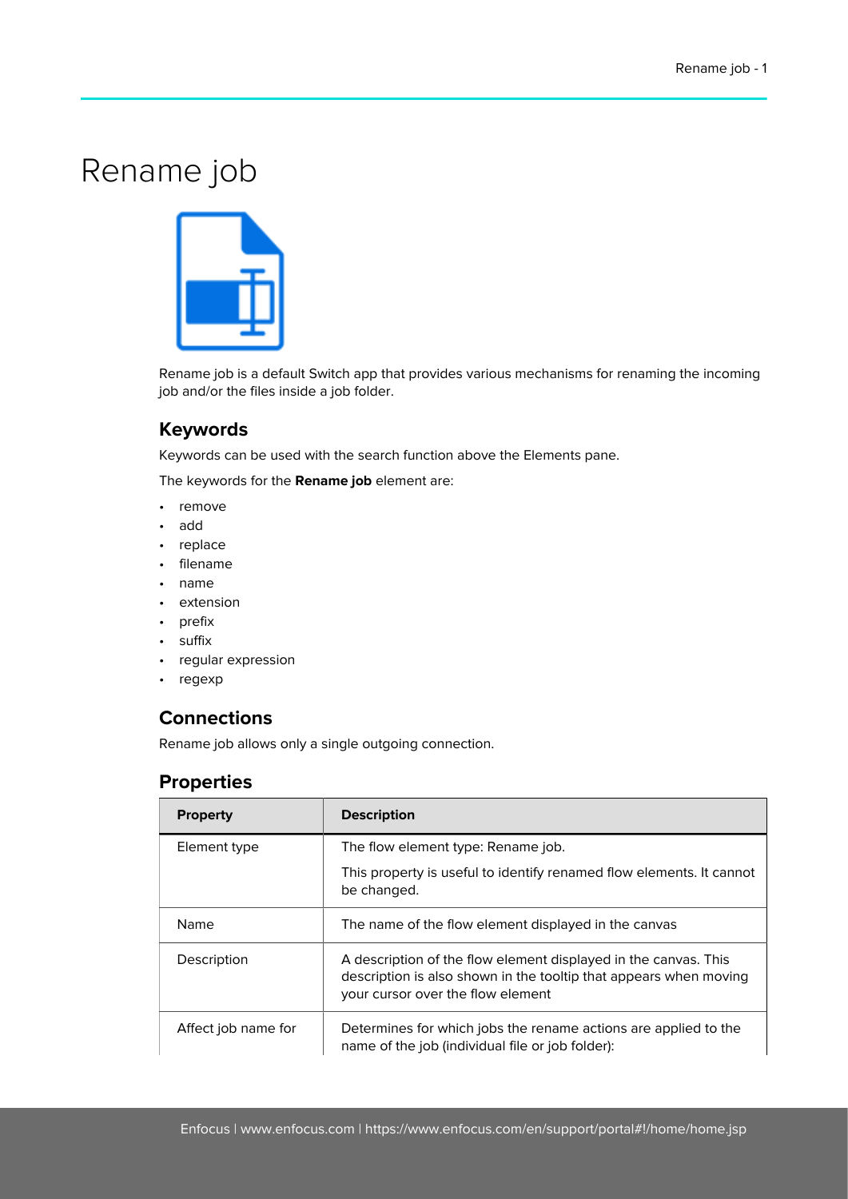# Rename job

Rename job is a default Switch app that provides various mechanisms for renaming the incoming job and/or the files inside a job folder.

## Keywords

Keywords can be used with the search function above the Elements pane.

The keywords for the **Rename job** element are:

- remove
- add
- replace
- filename
- name
- extension
- prefix
- suffix
- regular expression
- regexp

## Connections

Rename job allows only a single outgoing connection.

## Properties

| Property | Description |
| --- | --- |
| Element type | The flow element type: Rename job.<br><br>This property is useful to identify renamed flow elements. It cannot be changed. |
| Name | The name of the flow element displayed in the canvas |
| Description | A description of the flow element displayed in the canvas. This description is also shown in the tooltip that appears when moving your cursor over the flow element |
| Affect job name for | Determines for which jobs the rename actions are applied to the name of the job (individual file or job folder): |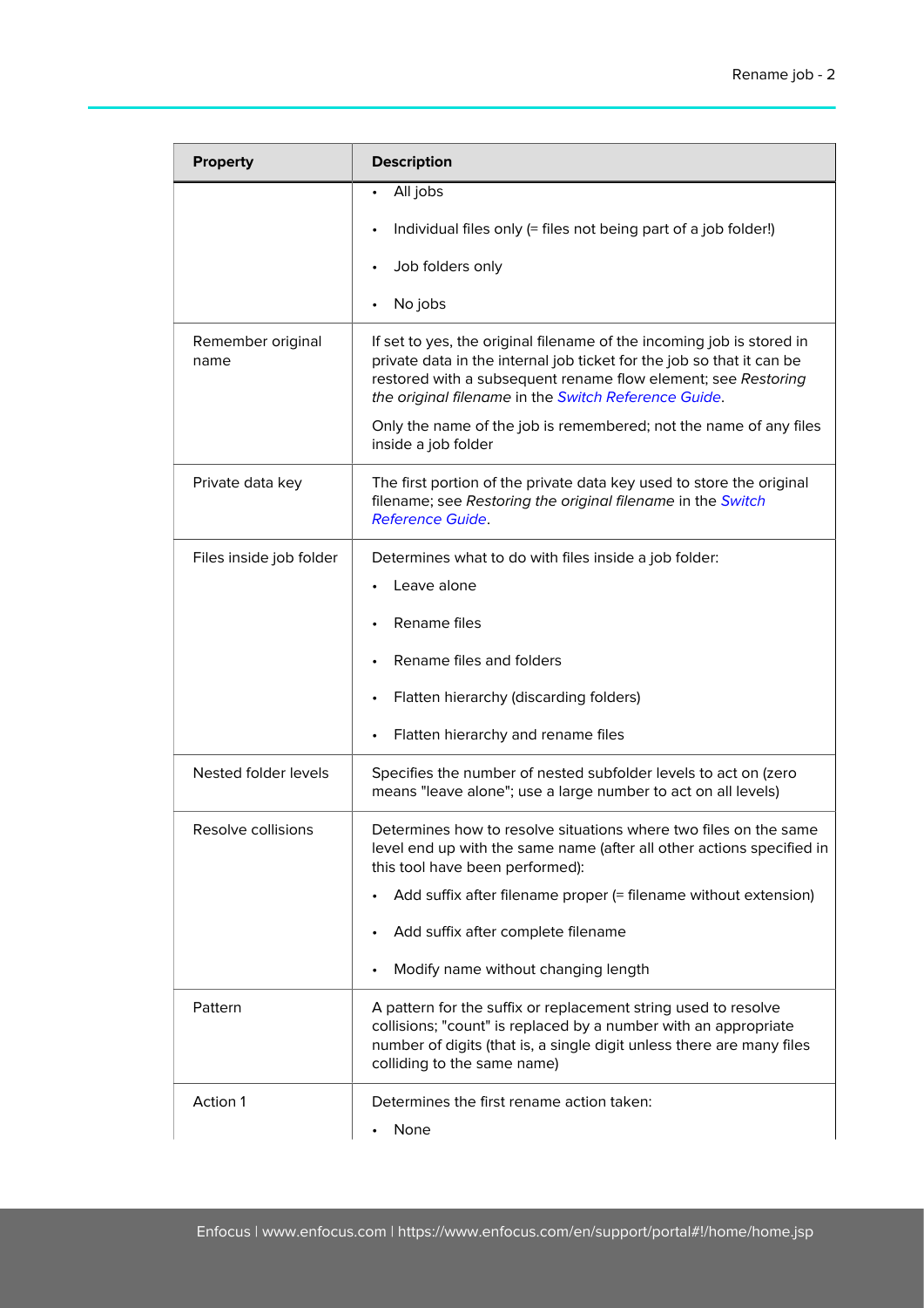| Property | Description |
| --- | --- |
| | • All jobs<br>• Individual files only (= files not being part of a job folder!)<br>• Job folders only<br>• No jobs |
| Remember original name | If set to yes, the original filename of the incoming job is stored in private data in the internal job ticket for the job so that it can be restored with a subsequent rename flow element; see *Restoring the original filename* in the *Switch Reference Guide*.<br>Only the name of the job is remembered; not the name of any files inside a job folder |
| Private data key | The first portion of the private data key used to store the original filename; see *Restoring the original filename* in the *Switch Reference Guide*. |
| Files inside job folder | Determines what to do with files inside a job folder:<br>• Leave alone<br>• Rename files<br>• Rename files and folders<br>• Flatten hierarchy (discarding folders)<br>• Flatten hierarchy and rename files |
| Nested folder levels | Specifies the number of nested subfolder levels to act on (zero means "leave alone"; use a large number to act on all levels) |
| Resolve collisions | Determines how to resolve situations where two files on the same level end up with the same name (after all other actions specified in this tool have been performed):<br>• Add suffix after filename proper (= filename without extension)<br>• Add suffix after complete filename<br>• Modify name without changing length |
| Pattern | A pattern for the suffix or replacement string used to resolve collisions; "count" is replaced by a number with an appropriate number of digits (that is, a single digit unless there are many files colliding to the same name) |
| Action 1 | Determines the first rename action taken:<br>• None |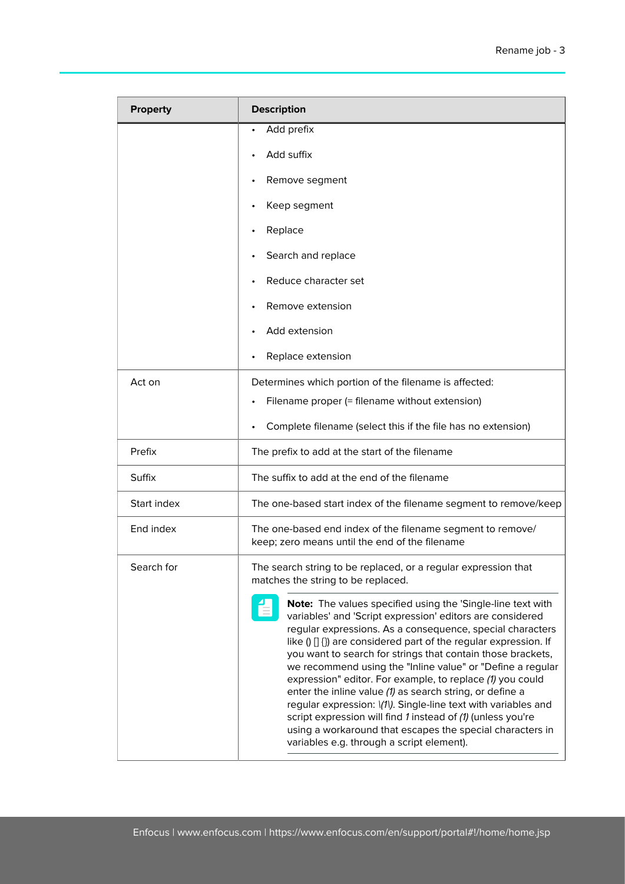| Property | Description |
| --- | --- |
| | • Add prefix<br>• Add suffix<br>• Remove segment<br>• Keep segment<br>• Replace<br>• Search and replace<br>• Reduce character set<br>• Remove extension<br>• Add extension<br>• Replace extension |
| Act on | Determines which portion of the filename is affected:<br>• Filename proper (= filename without extension)<br>• Complete filename (select this if the file has no extension) |
| Prefix | The prefix to add at the start of the filename |
| Suffix | The suffix to add at the end of the filename |
| Start index | The one-based start index of the filename segment to remove/keep |
| End index | The one-based end index of the filename segment to remove/keep; zero means until the end of the filename |
| Search for | The search string to be replaced, or a regular expression that matches the string to be replaced.<br><br>**Note:** The values specified using the 'Single-line text with variables' and 'Script expression' editors are considered regular expressions. As a consequence, special characters like () [] {}) are considered part of the regular expression. If you want to search for strings that contain those brackets, we recommend using the "Inline value" or "Define a regular expression" editor. For example, to replace *(1)* you could enter the inline value *(1)* as search string, or define a regular expression: *\(1\)*. Single-line text with variables and script expression will find *1* instead of *(1)* (unless you're using a workaround that escapes the special characters in variables e.g. through a script element). |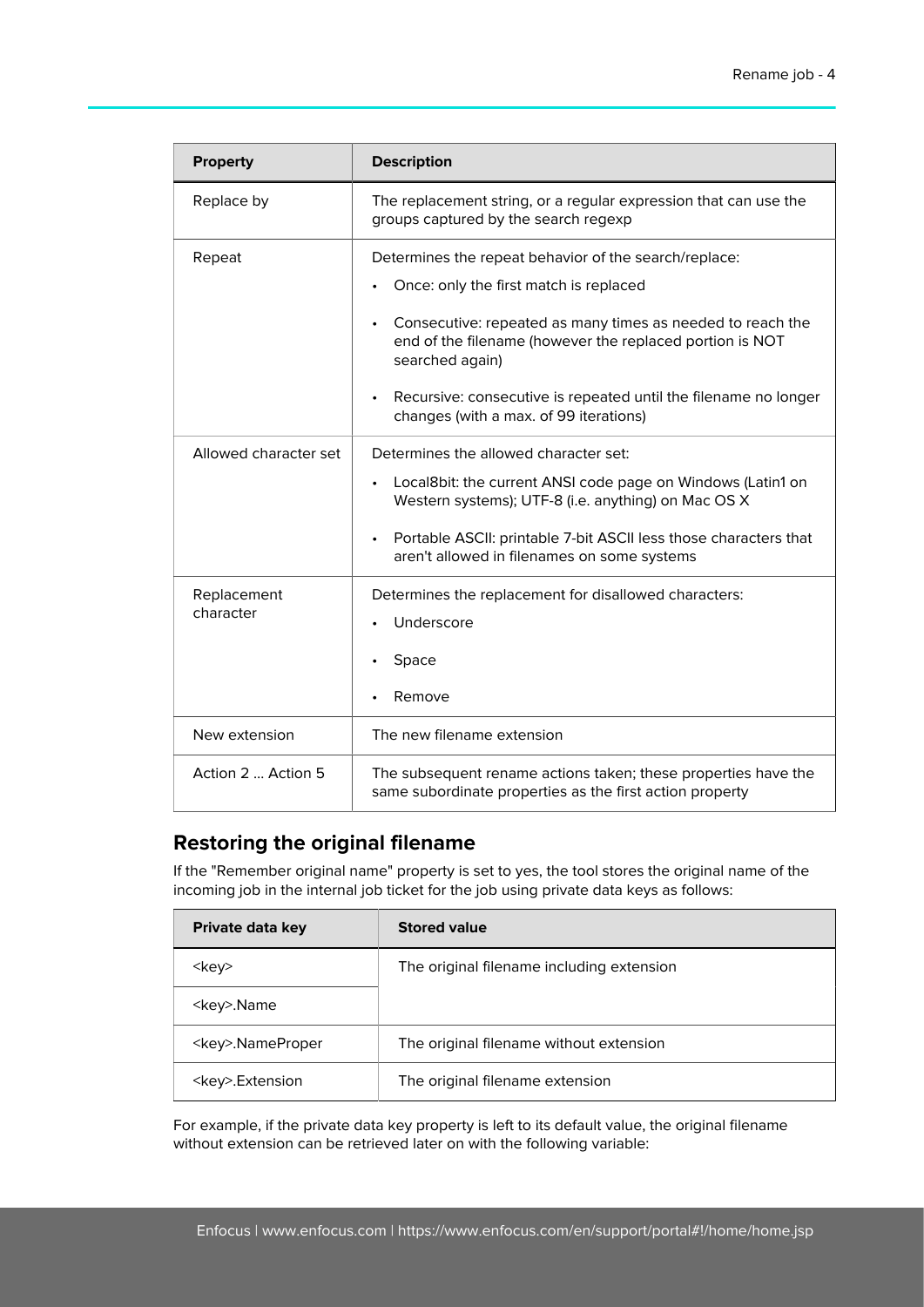| Property | Description |
| --- | --- |
| Replace by | The replacement string, or a regular expression that can use the groups captured by the search regexp |
| Repeat | Determines the repeat behavior of the search/replace:<br>• Once: only the first match is replaced<br>• Consecutive: repeated as many times as needed to reach the end of the filename (however the replaced portion is NOT searched again)<br>• Recursive: consecutive is repeated until the filename no longer changes (with a max. of 99 iterations) |
| Allowed character set | Determines the allowed character set:<br>• Local8bit: the current ANSI code page on Windows (Latin1 on Western systems); UTF-8 (i.e. anything) on Mac OS X<br>• Portable ASCII: printable 7-bit ASCII less those characters that aren't allowed in filenames on some systems |
| Replacement character | Determines the replacement for disallowed characters:<br>• Underscore<br>• Space<br>• Remove |
| New extension | The new filename extension |
| Action 2 ... Action 5 | The subsequent rename actions taken; these properties have the same subordinate properties as the first action property |

## Restoring the original filename

If the "Remember original name" property is set to yes, the tool stores the original name of the incoming job in the internal job ticket for the job using private data keys as follows:

| Private data key | Stored value |
| --- | --- |
| <key> | The original filename including extension |
| <key>.Name | |
| <key>.NameProper | The original filename without extension |
| <key>.Extension | The original filename extension |

For example, if the private data key property is left to its default value, the original filename without extension can be retrieved later on with the following variable: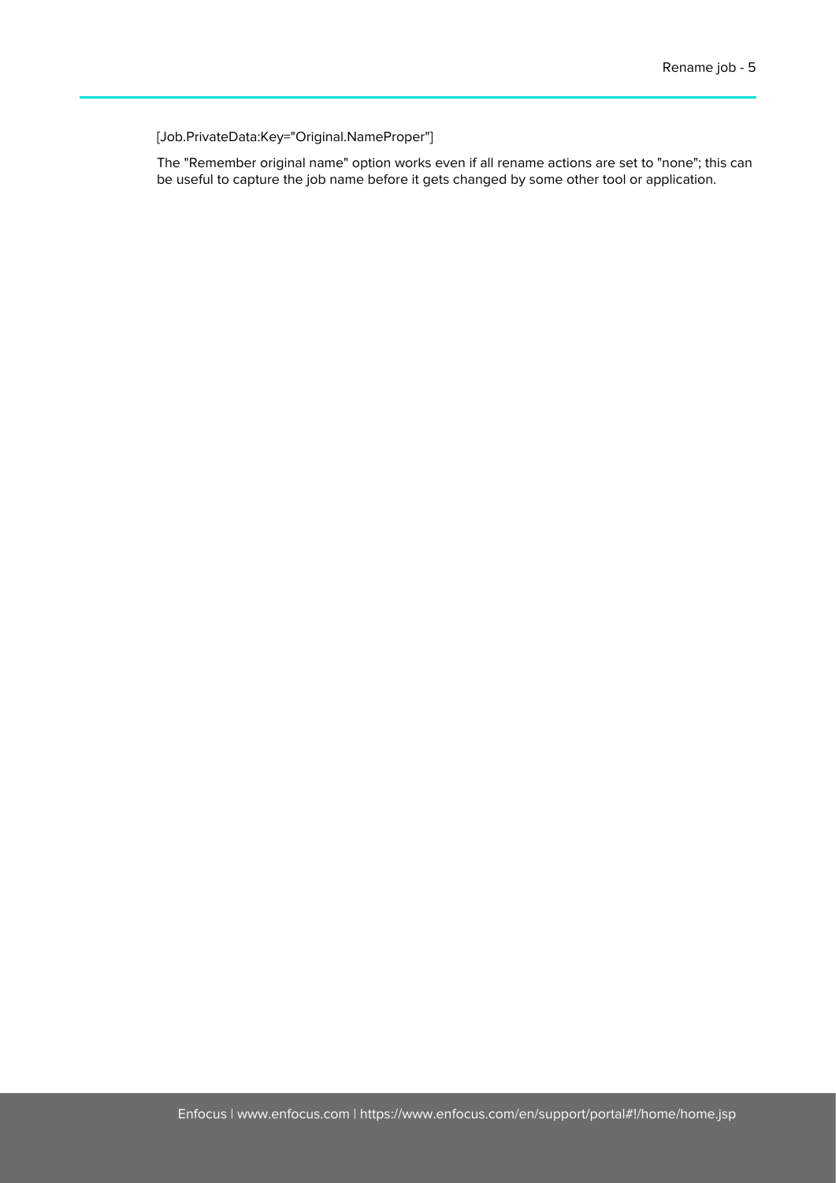[Job.PrivateData:Key="Original.NameProper"]

The "Remember original name" option works even if all rename actions are set to "none"; this can be useful to capture the job name before it gets changed by some other tool or application.